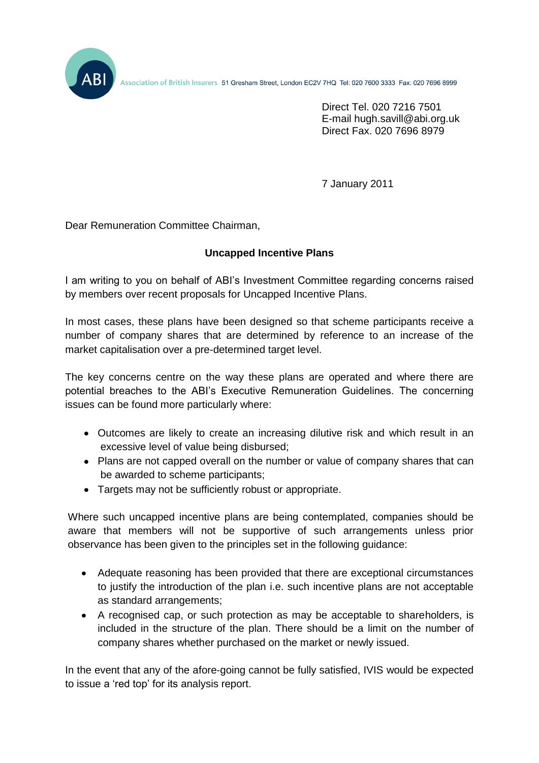ABI Association of British Insurers 51 Gresham Street, London EC2V 7HQ Tel: 020 7600 3333 Fax: 020 7696 8999

Direct Tel. 020 7216 7501
E-mail hugh.savill@abi.org.uk
Direct Fax. 020 7696 8979

7 January 2011

Dear Remuneration Committee Chairman,

**Uncapped Incentive Plans**

I am writing to you on behalf of ABI's Investment Committee regarding concerns raised by members over recent proposals for Uncapped Incentive Plans.

In most cases, these plans have been designed so that scheme participants receive a number of company shares that are determined by reference to an increase of the market capitalisation over a pre-determined target level.

The key concerns centre on the way these plans are operated and where there are potential breaches to the ABI's Executive Remuneration Guidelines. The concerning issues can be found more particularly where:

- Outcomes are likely to create an increasing dilutive risk and which result in an excessive level of value being disbursed;
- Plans are not capped overall on the number or value of company shares that can be awarded to scheme participants;
- Targets may not be sufficiently robust or appropriate.

Where such uncapped incentive plans are being contemplated, companies should be aware that members will not be supportive of such arrangements unless prior observance has been given to the principles set in the following guidance:

- Adequate reasoning has been provided that there are exceptional circumstances to justify the introduction of the plan i.e. such incentive plans are not acceptable as standard arrangements;
- A recognised cap, or such protection as may be acceptable to shareholders, is included in the structure of the plan. There should be a limit on the number of company shares whether purchased on the market or newly issued.

In the event that any of the afore-going cannot be fully satisfied, IVIS would be expected to issue a 'red top' for its analysis report.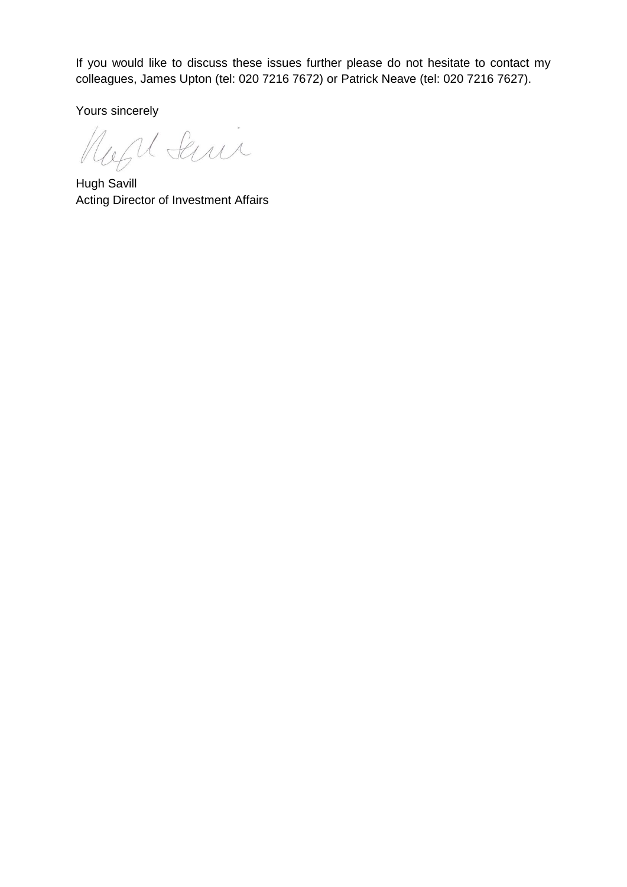If you would like to discuss these issues further please do not hesitate to contact my colleagues, James Upton (tel: 020 7216 7672) or Patrick Neave (tel: 020 7216 7627).

Yours sincerely

Hugh Savill
Acting Director of Investment Affairs